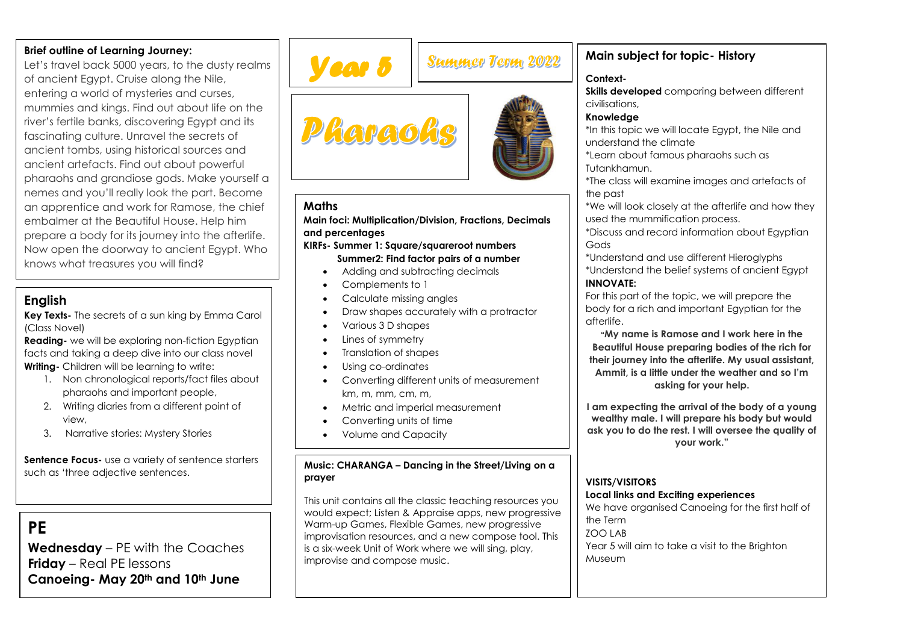# Year 5

## Summer Term 2022

# Pharaohs

**Brief outline of Learning Journey:**

Let's travel back 5000 years, to the dusty realms of ancient Egypt. Cruise along the Nile, entering a world of mysteries and curses, mummies and kings. Find out about life on the river's fertile banks, discovering Egypt and its fascinating culture. Unravel the secrets of ancient tombs, using historical sources and ancient artefacts. Find out about powerful pharaohs and grandiose gods. Make yourself a nemes and you'll really look the part. Become an apprentice and work for Ramose, the chief embalmer at the Beautiful House. Help him prepare a body for its journey into the afterlife. Now open the doorway to ancient Egypt. Who knows what treasures you will find?

## English

**Key Texts-** The secrets of a sun king by Emma Carol (Class Novel)

**Reading-** we will be exploring non-fiction Egyptian facts and taking a deep dive into our class novel

**Writing-** Children will be learning to write:

1. Non chronological reports/fact files about pharaohs and important people,
2. Writing diaries from a different point of view,
3. Narrative stories: Mystery Stories

**Sentence Focus-** use a variety of sentence starters such as 'three adjective sentences.

## PE

**Wednesday** – PE with the Coaches
**Friday** – Real PE lessons
**Canoeing- May 20th and 10th June**

## Maths

**Main foci: Multiplication/Division, Fractions, Decimals and percentages**

**KIRFs- Summer 1: Square/squareroot numbers**
**Summer2: Find factor pairs of a number**

- Adding and subtracting decimals
- Complements to 1
- Calculate missing angles
- Draw shapes accurately with a protractor
- Various 3 D shapes
- Lines of symmetry
- Translation of shapes
- Using co-ordinates
- Converting different units of measurement km, m, mm, cm, m,
- Metric and imperial measurement
- Converting units of time
- Volume and Capacity

**Music: CHARANGA – Dancing in the Street/Living on a prayer**

This unit contains all the classic teaching resources you would expect; Listen & Appraise apps, new progressive Warm-up Games, Flexible Games, new progressive improvisation resources, and a new compose tool. This is a six-week Unit of Work where we will sing, play, improvise and compose music.

## Main subject for topic- History

**Context-**

**Skills developed** comparing between different civilisations,

**Knowledge**

*In this topic we will locate Egypt, the Nile and understand the climate
*Learn about famous pharaohs such as Tutankhamun.
*The class will examine images and artefacts of the past
*We will look closely at the afterlife and how they used the mummification process.
*Discuss and record information about Egyptian Gods
*Understand and use different Hieroglyphs
*Understand the belief systems of ancient Egypt

**INNOVATE:**

For this part of the topic, we will prepare the body for a rich and important Egyptian for the afterlife.

**"My name is Ramose and I work here in the Beautiful House preparing bodies of the rich for their journey into the afterlife. My usual assistant, Ammit, is a little under the weather and so I'm asking for your help.**

**I am expecting the arrival of the body of a young wealthy male. I will prepare his body but would ask you to do the rest. I will oversee the quality of your work."**

**VISITS/VISITORS**

**Local links and Exciting experiences**

We have organised Canoeing for the first half of the Term

ZOO LAB

Year 5 will aim to take a visit to the Brighton Museum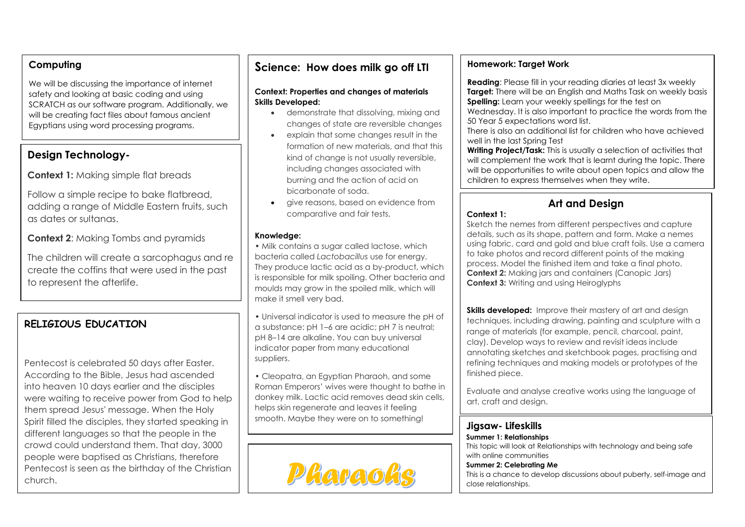## Computing

We will be discussing the importance of internet safety and looking at basic coding and using SCRATCH as our software program. Additionally, we will be creating fact files about famous ancient Egyptians using word processing programs.

## Design Technology-

**Context 1:** Making simple flat breads

Follow a simple recipe to bake flatbread, adding a range of Middle Eastern fruits, such as dates or sultanas.

**Context 2**: Making Tombs and pyramids

The children will create a sarcophagus and re create the coffins that were used in the past to represent the afterlife.

## RELIGIOUS EDUCATION

Pentecost is celebrated 50 days after Easter. According to the Bible, Jesus had ascended into heaven 10 days earlier and the disciples were waiting to receive power from God to help them spread Jesus' message. When the Holy Spirit filled the disciples, they started speaking in different languages so that the people in the crowd could understand them. That day, 3000 people were baptised as Christians, therefore Pentecost is seen as the birthday of the Christian church.

## Science: How does milk go off LTI

**Context: Properties and changes of materials**
**Skills Developed:**

- demonstrate that dissolving, mixing and changes of state are reversible changes
- explain that some changes result in the formation of new materials, and that this kind of change is not usually reversible, including changes associated with burning and the action of acid on bicarbonate of soda.
- give reasons, based on evidence from comparative and fair tests,

**Knowledge:**

• Milk contains a sugar called lactose, which bacteria called *Lactobacillus* use for energy. They produce lactic acid as a by-product, which is responsible for milk spoiling. Other bacteria and moulds may grow in the spoiled milk, which will make it smell very bad.

• Universal indicator is used to measure the pH of a substance: pH 1–6 are acidic; pH 7 is neutral; pH 8–14 are alkaline. You can buy universal indicator paper from many educational suppliers.

• Cleopatra, an Egyptian Pharaoh, and some Roman Emperors' wives were thought to bathe in donkey milk. Lactic acid removes dead skin cells, helps skin regenerate and leaves it feeling smooth. Maybe they were on to something!

**Pharaohs**

## Homework: Target Work

**Reading**: Please fill in your reading diaries at least 3x weekly
**Target:** There will be an English and Maths Task on weekly basis
**Spelling:** Learn your weekly spellings for the test on Wednesday. It is also important to practice the words from the 50 Year 5 expectations word list.
There is also an additional list for children who have achieved well in the last Spring Test
**Writing Project/Task:** This is usually a selection of activities that will complement the work that is learnt during the topic. There will be opportunities to write about open topics and allow the children to express themselves when they write.

## Art and Design

**Context 1:**
Sketch the nemes from different perspectives and capture details, such as its shape, pattern and form. Make a nemes using fabric, card and gold and blue craft foils. Use a camera to take photos and record different points of the making process. Model the finished item and take a final photo.
**Context 2:** Making jars and containers (Canopic Jars)
**Context 3:** Writing and using Heiroglyphs

**Skills developed:** Improve their mastery of art and design techniques, including drawing, painting and sculpture with a range of materials (for example, pencil, charcoal, paint, clay). Develop ways to review and revisit ideas include annotating sketches and sketchbook pages, practising and refining techniques and making models or prototypes of the finished piece.

Evaluate and analyse creative works using the language of art, craft and design.

## Jigsaw- Lifeskills

**Summer 1: Relationships**
This topic will look at Relationships with technology and being safe with online communities
**Summer 2: Celebrating Me**
This is a chance to develop discussions about puberty, self-image and close relationships.